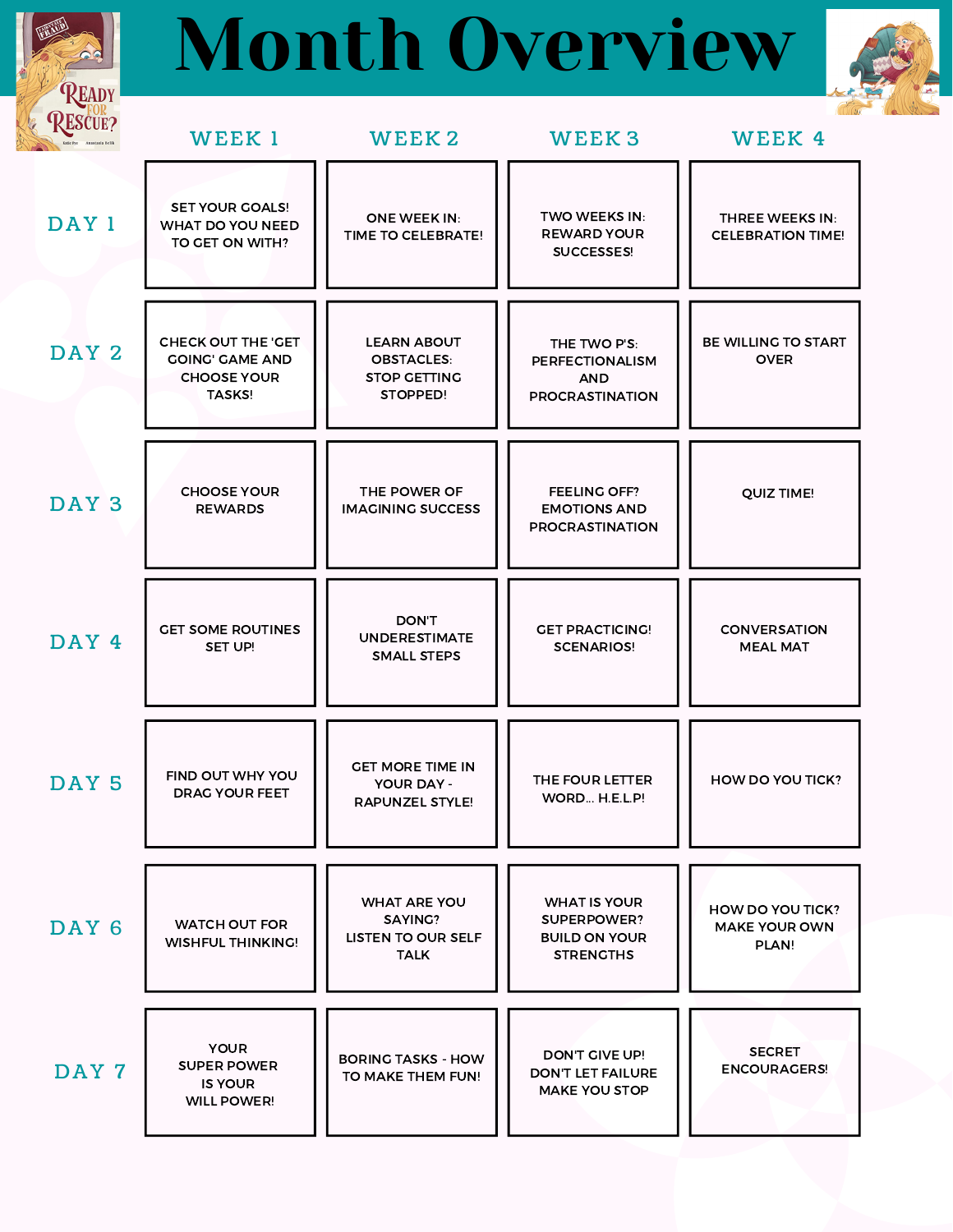# Month Overview

| | WEEK 1 | WEEK 2 | WEEK 3 | WEEK 4 |
|---|---|---|---|---|
| DAY 1 | SET YOUR GOALS! WHAT DO YOU NEED TO GET ON WITH? | ONE WEEK IN: TIME TO CELEBRATE! | TWO WEEKS IN: REWARD YOUR SUCCESSES! | THREE WEEKS IN: CELEBRATION TIME! |
| DAY 2 | CHECK OUT THE 'GET GOING' GAME AND CHOOSE YOUR TASKS! | LEARN ABOUT OBSTACLES: STOP GETTING STOPPED! | THE TWO P'S: PERFECTIONALISM AND PROCRASTINATION | BE WILLING TO START OVER |
| DAY 3 | CHOOSE YOUR REWARDS | THE POWER OF IMAGINING SUCCESS | FEELING OFF? EMOTIONS AND PROCRASTINATION | QUIZ TIME! |
| DAY 4 | GET SOME ROUTINES SET UP! | DON'T UNDERESTIMATE SMALL STEPS | GET PRACTICING! SCENARIOS! | CONVERSATION MEAL MAT |
| DAY 5 | FIND OUT WHY YOU DRAG YOUR FEET | GET MORE TIME IN YOUR DAY - RAPUNZEL STYLE! | THE FOUR LETTER WORD... H.E.L.P! | HOW DO YOU TICK? |
| DAY 6 | WATCH OUT FOR WISHFUL THINKING! | WHAT ARE YOU SAYING? LISTEN TO OUR SELF TALK | WHAT IS YOUR SUPERPOWER? BUILD ON YOUR STRENGTHS | HOW DO YOU TICK? MAKE YOUR OWN PLAN! |
| DAY 7 | YOUR SUPER POWER IS YOUR WILL POWER! | BORING TASKS - HOW TO MAKE THEM FUN! | DON'T GIVE UP! DON'T LET FAILURE MAKE YOU STOP | SECRET ENCOURAGERS! |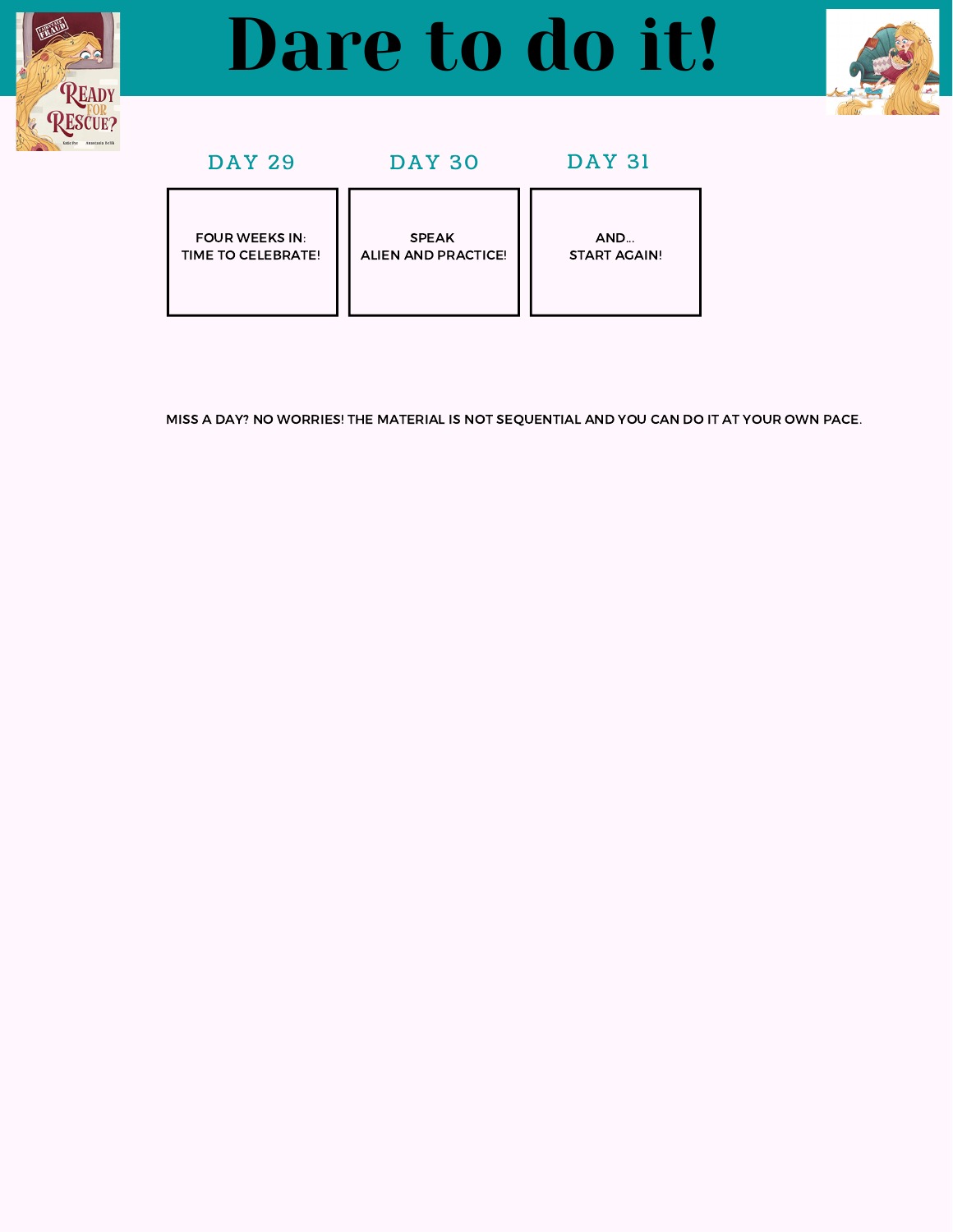# Dare to do it!

| DAY 29 | DAY 30 | DAY 31 |
|---|---|---|
| FOUR WEEKS IN: TIME TO CELEBRATE! | SPEAK ALIEN AND PRACTICE! | AND... START AGAIN! |

MISS A DAY? NO WORRIES! THE MATERIAL IS NOT SEQUENTIAL AND YOU CAN DO IT AT YOUR OWN PACE.